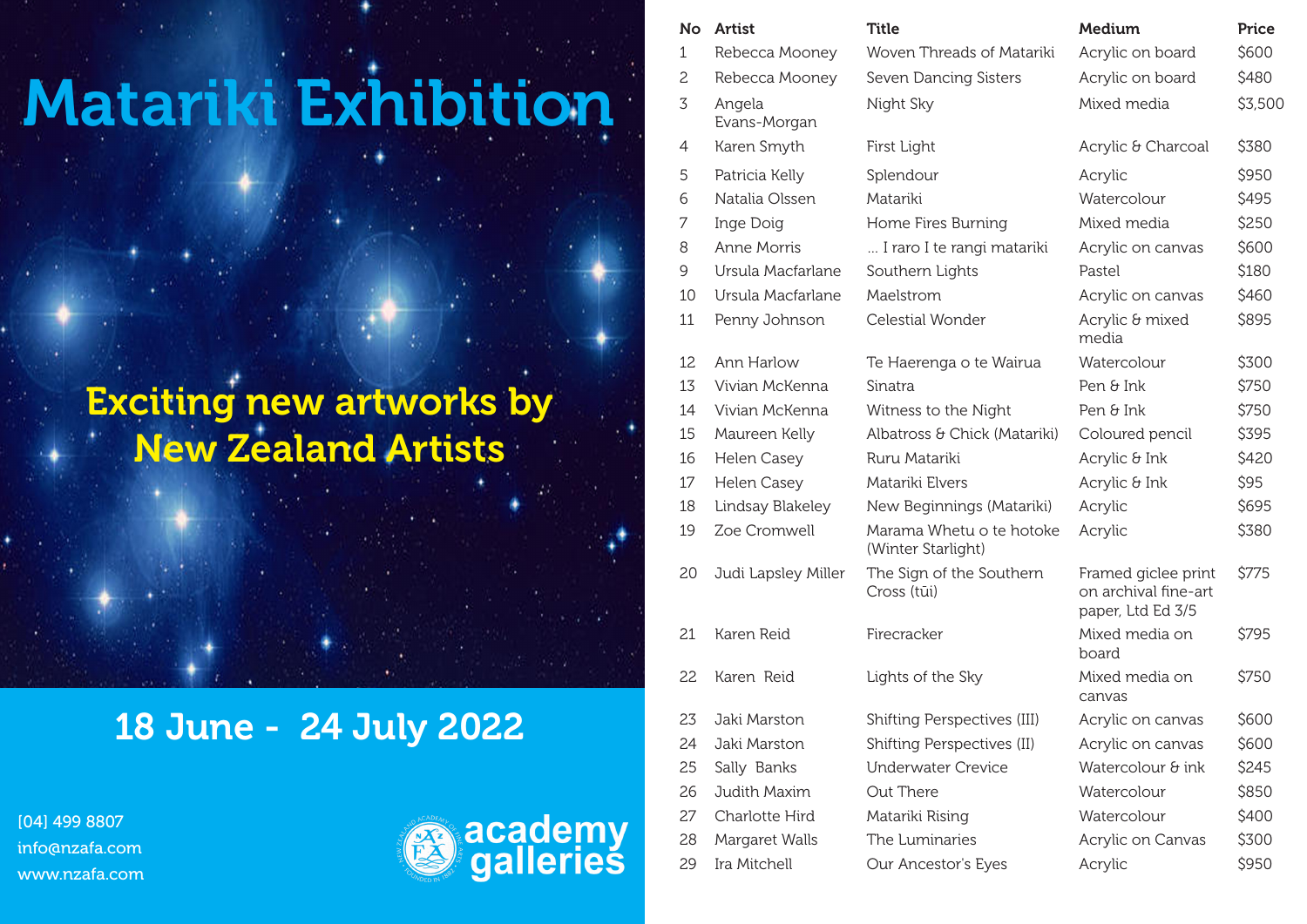# Matariki Exhibition

## Exciting new artworks by New Zealand Artists

## 18 June - 24 July 2022

[04] 499 8807
info@nzafa.com
www.nzafa.com

academy galleries

| No | Artist | Title | Medium | Price |
|---|---|---|---|---|
| 1 | Rebecca Mooney | Woven Threads of Matariki | Acrylic on board | $600 |
| 2 | Rebecca Mooney | Seven Dancing Sisters | Acrylic on board | $480 |
| 3 | Angela Evans-Morgan | Night Sky | Mixed media | $3,500 |
| 4 | Karen Smyth | First Light | Acrylic & Charcoal | $380 |
| 5 | Patricia Kelly | Splendour | Acrylic | $950 |
| 6 | Natalia Olssen | Matariki | Watercolour | $495 |
| 7 | Inge Doig | Home Fires Burning | Mixed media | $250 |
| 8 | Anne Morris | ... I raro I te rangi matariki | Acrylic on canvas | $600 |
| 9 | Ursula Macfarlane | Southern Lights | Pastel | $180 |
| 10 | Ursula Macfarlane | Maelstrom | Acrylic on canvas | $460 |
| 11 | Penny Johnson | Celestial Wonder | Acrylic & mixed media | $895 |
| 12 | Ann Harlow | Te Haerenga o te Wairua | Watercolour | $300 |
| 13 | Vivian McKenna | Sinatra | Pen & Ink | $750 |
| 14 | Vivian McKenna | Witness to the Night | Pen & Ink | $750 |
| 15 | Maureen Kelly | Albatross & Chick (Matariki) | Coloured pencil | $395 |
| 16 | Helen Casey | Ruru Matariki | Acrylic & Ink | $420 |
| 17 | Helen Casey | Matariki Elvers | Acrylic & Ink | $95 |
| 18 | Lindsay Blakeley | New Beginnings (Matariki) | Acrylic | $695 |
| 19 | Zoe Cromwell | Marama Whetu o te hotoke (Winter Starlight) | Acrylic | $380 |
| 20 | Judi Lapsley Miller | The Sign of the Southern Cross (tūi) | Framed giclee print on archival fine-art paper, Ltd Ed 3/5 | $775 |
| 21 | Karen Reid | Firecracker | Mixed media on board | $795 |
| 22 | Karen Reid | Lights of the Sky | Mixed media on canvas | $750 |
| 23 | Jaki Marston | Shifting Perspectives (III) | Acrylic on canvas | $600 |
| 24 | Jaki Marston | Shifting Perspectives (II) | Acrylic on canvas | $600 |
| 25 | Sally Banks | Underwater Crevice | Watercolour & ink | $245 |
| 26 | Judith Maxim | Out There | Watercolour | $850 |
| 27 | Charlotte Hird | Matariki Rising | Watercolour | $400 |
| 28 | Margaret Walls | The Luminaries | Acrylic on Canvas | $300 |
| 29 | Ira Mitchell | Our Ancestor's Eyes | Acrylic | $950 |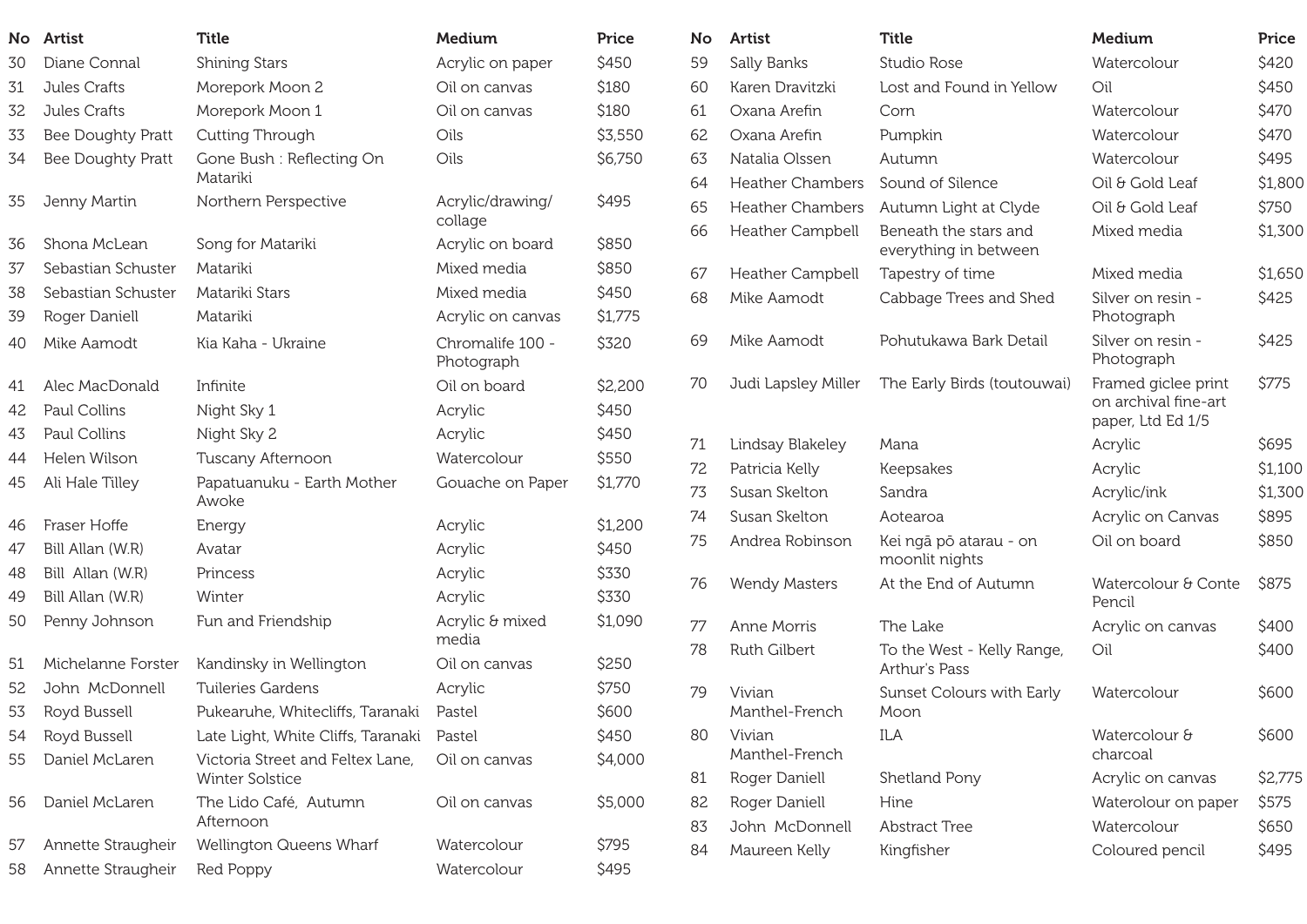| No | Artist | Title | Medium | Price |
|---|---|---|---|---|
| 30 | Diane Connal | Shining Stars | Acrylic on paper | $450 |
| 31 | Jules Crafts | Morepork Moon 2 | Oil on canvas | $180 |
| 32 | Jules Crafts | Morepork Moon 1 | Oil on canvas | $180 |
| 33 | Bee Doughty Pratt | Cutting Through | Oils | $3,550 |
| 34 | Bee Doughty Pratt | Gone Bush : Reflecting On Matariki | Oils | $6,750 |
| 35 | Jenny Martin | Northern Perspective | Acrylic/drawing/ collage | $495 |
| 36 | Shona McLean | Song for Matariki | Acrylic on board | $850 |
| 37 | Sebastian Schuster | Matariki | Mixed media | $850 |
| 38 | Sebastian Schuster | Matariki Stars | Mixed media | $450 |
| 39 | Roger Daniell | Matariki | Acrylic on canvas | $1,775 |
| 40 | Mike Aamodt | Kia Kaha - Ukraine | Chromalife 100 - Photograph | $320 |
| 41 | Alec MacDonald | Infinite | Oil on board | $2,200 |
| 42 | Paul Collins | Night Sky 1 | Acrylic | $450 |
| 43 | Paul Collins | Night Sky 2 | Acrylic | $450 |
| 44 | Helen Wilson | Tuscany Afternoon | Watercolour | $550 |
| 45 | Ali Hale Tilley | Papatuanuku - Earth Mother Awoke | Gouache on Paper | $1,770 |
| 46 | Fraser Hoffe | Energy | Acrylic | $1,200 |
| 47 | Bill Allan (W.R) | Avatar | Acrylic | $450 |
| 48 | Bill Allan (W.R) | Princess | Acrylic | $330 |
| 49 | Bill Allan (W.R) | Winter | Acrylic | $330 |
| 50 | Penny Johnson | Fun and Friendship | Acrylic & mixed media | $1,090 |
| 51 | Michelanne Forster | Kandinsky in Wellington | Oil on canvas | $250 |
| 52 | John McDonnell | Tuileries Gardens | Acrylic | $750 |
| 53 | Royd Bussell | Pukearuhe, Whitecliffs, Taranaki | Pastel | $600 |
| 54 | Royd Bussell | Late Light, White Cliffs, Taranaki | Pastel | $450 |
| 55 | Daniel McLaren | Victoria Street and Feltex Lane, Winter Solstice | Oil on canvas | $4,000 |
| 56 | Daniel McLaren | The Lido Café, Autumn Afternoon | Oil on canvas | $5,000 |
| 57 | Annette Straugheir | Wellington Queens Wharf | Watercolour | $795 |
| 58 | Annette Straugheir | Red Poppy | Watercolour | $495 |
| 59 | Sally Banks | Studio Rose | Watercolour | $420 |
| 60 | Karen Dravitzki | Lost and Found in Yellow | Oil | $450 |
| 61 | Oxana Arefin | Corn | Watercolour | $470 |
| 62 | Oxana Arefin | Pumpkin | Watercolour | $470 |
| 63 | Natalia Olssen | Autumn | Watercolour | $495 |
| 64 | Heather Chambers | Sound of Silence | Oil & Gold Leaf | $1,800 |
| 65 | Heather Chambers | Autumn Light at Clyde | Oil & Gold Leaf | $750 |
| 66 | Heather Campbell | Beneath the stars and everything in between | Mixed media | $1,300 |
| 67 | Heather Campbell | Tapestry of time | Mixed media | $1,650 |
| 68 | Mike Aamodt | Cabbage Trees and Shed | Silver on resin - Photograph | $425 |
| 69 | Mike Aamodt | Pohutukawa Bark Detail | Silver on resin - Photograph | $425 |
| 70 | Judi Lapsley Miller | The Early Birds (toutouwai) | Framed giclee print on archival fine-art paper, Ltd Ed 1/5 | $775 |
| 71 | Lindsay Blakeley | Mana | Acrylic | $695 |
| 72 | Patricia Kelly | Keepsakes | Acrylic | $1,100 |
| 73 | Susan Skelton | Sandra | Acrylic/ink | $1,300 |
| 74 | Susan Skelton | Aotearoa | Acrylic on Canvas | $895 |
| 75 | Andrea Robinson | Kei ngā pō atarau - on moonlit nights | Oil on board | $850 |
| 76 | Wendy Masters | At the End of Autumn | Watercolour & Conte Pencil | $875 |
| 77 | Anne Morris | The Lake | Acrylic on canvas | $400 |
| 78 | Ruth Gilbert | To the West - Kelly Range, Arthur's Pass | Oil | $400 |
| 79 | Vivian Manthel-French | Sunset Colours with Early Moon | Watercolour | $600 |
| 80 | Vivian Manthel-French | ILA | Watercolour & charcoal | $600 |
| 81 | Roger Daniell | Shetland Pony | Acrylic on canvas | $2,775 |
| 82 | Roger Daniell | Hine | Waterolour on paper | $575 |
| 83 | John McDonnell | Abstract Tree | Watercolour | $650 |
| 84 | Maureen Kelly | Kingfisher | Coloured pencil | $495 |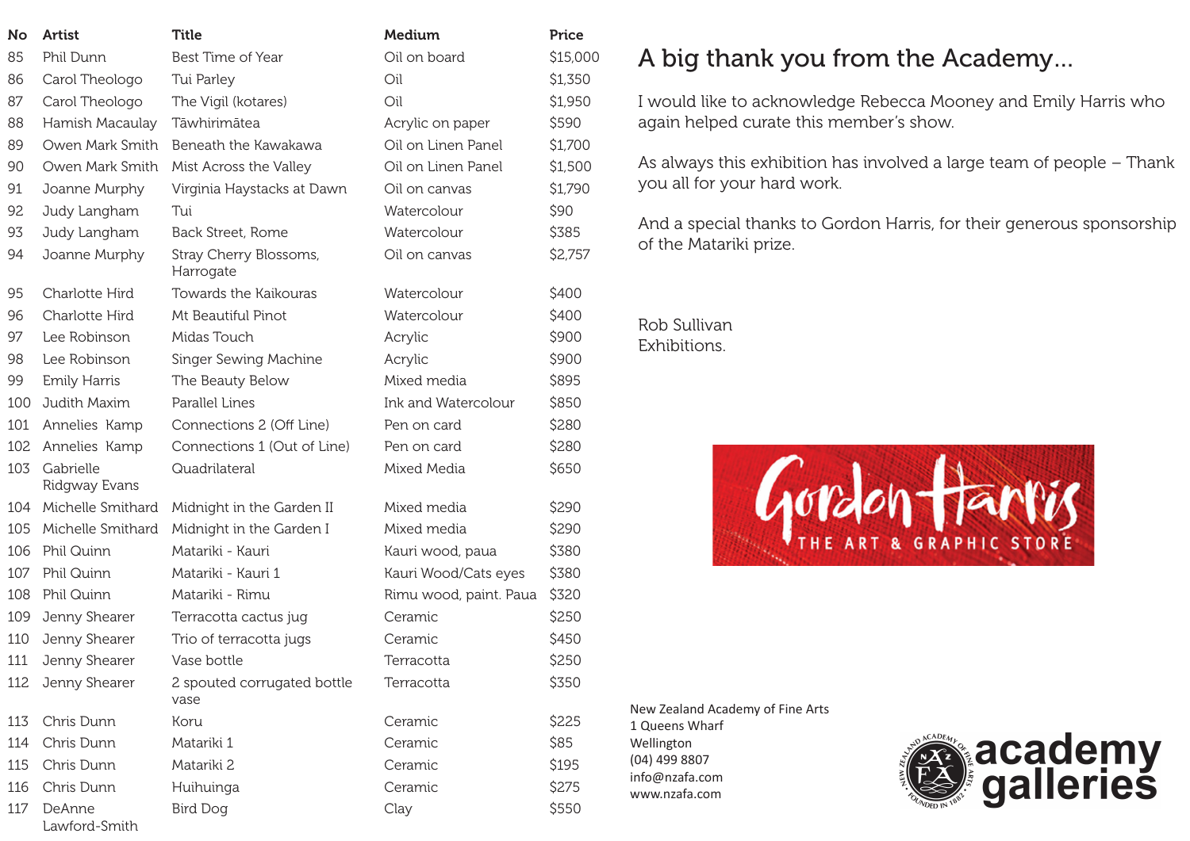| No | Artist | Title | Medium | Price |
|---|---|---|---|---|
| 85 | Phil Dunn | Best Time of Year | Oil on board | $15,000 |
| 86 | Carol Theologo | Tui Parley | Oil | $1,350 |
| 87 | Carol Theologo | The Vigil (kotares) | Oil | $1,950 |
| 88 | Hamish Macaulay | Tāwhirimātea | Acrylic on paper | $590 |
| 89 | Owen Mark Smith | Beneath the Kawakawa | Oil on Linen Panel | $1,700 |
| 90 | Owen Mark Smith | Mist Across the Valley | Oil on Linen Panel | $1,500 |
| 91 | Joanne Murphy | Virginia Haystacks at Dawn | Oil on canvas | $1,790 |
| 92 | Judy Langham | Tui | Watercolour | $90 |
| 93 | Judy Langham | Back Street, Rome | Watercolour | $385 |
| 94 | Joanne Murphy | Stray Cherry Blossoms, Harrogate | Oil on canvas | $2,757 |
| 95 | Charlotte Hird | Towards the Kaikouras | Watercolour | $400 |
| 96 | Charlotte Hird | Mt Beautiful Pinot | Watercolour | $400 |
| 97 | Lee Robinson | Midas Touch | Acrylic | $900 |
| 98 | Lee Robinson | Singer Sewing Machine | Acrylic | $900 |
| 99 | Emily Harris | The Beauty Below | Mixed media | $895 |
| 100 | Judith Maxim | Parallel Lines | Ink and Watercolour | $850 |
| 101 | Annelies Kamp | Connections 2 (Off Line) | Pen on card | $280 |
| 102 | Annelies Kamp | Connections 1 (Out of Line) | Pen on card | $280 |
| 103 | Gabrielle Ridgway Evans | Quadrilateral | Mixed Media | $650 |
| 104 | Michelle Smithard | Midnight in the Garden II | Mixed media | $290 |
| 105 | Michelle Smithard | Midnight in the Garden I | Mixed media | $290 |
| 106 | Phil Quinn | Matariki - Kauri | Kauri wood, paua | $380 |
| 107 | Phil Quinn | Matariki - Kauri 1 | Kauri Wood/Cats eyes | $380 |
| 108 | Phil Quinn | Matariki - Rimu | Rimu wood, paint. Paua | $320 |
| 109 | Jenny Shearer | Terracotta cactus jug | Ceramic | $250 |
| 110 | Jenny Shearer | Trio of terracotta jugs | Ceramic | $450 |
| 111 | Jenny Shearer | Vase bottle | Terracotta | $250 |
| 112 | Jenny Shearer | 2 spouted corrugated bottle vase | Terracotta | $350 |
| 113 | Chris Dunn | Koru | Ceramic | $225 |
| 114 | Chris Dunn | Matariki 1 | Ceramic | $85 |
| 115 | Chris Dunn | Matariki 2 | Ceramic | $195 |
| 116 | Chris Dunn | Huihuinga | Ceramic | $275 |
| 117 | DeAnne Lawford-Smith | Bird Dog | Clay | $550 |

## A big thank you from the Academy...

I would like to acknowledge Rebecca Mooney and Emily Harris who again helped curate this member's show.

As always this exhibition has involved a large team of people – Thank you all for your hard work.

And a special thanks to Gordon Harris, for their generous sponsorship of the Matariki prize.

Rob Sullivan
Exhibitions.

Gordon Harris
THE ART & GRAPHIC STORE

New Zealand Academy of Fine Arts
1 Queens Wharf
Wellington
(04) 499 8807
info@nzafa.com
www.nzafa.com

academy galleries